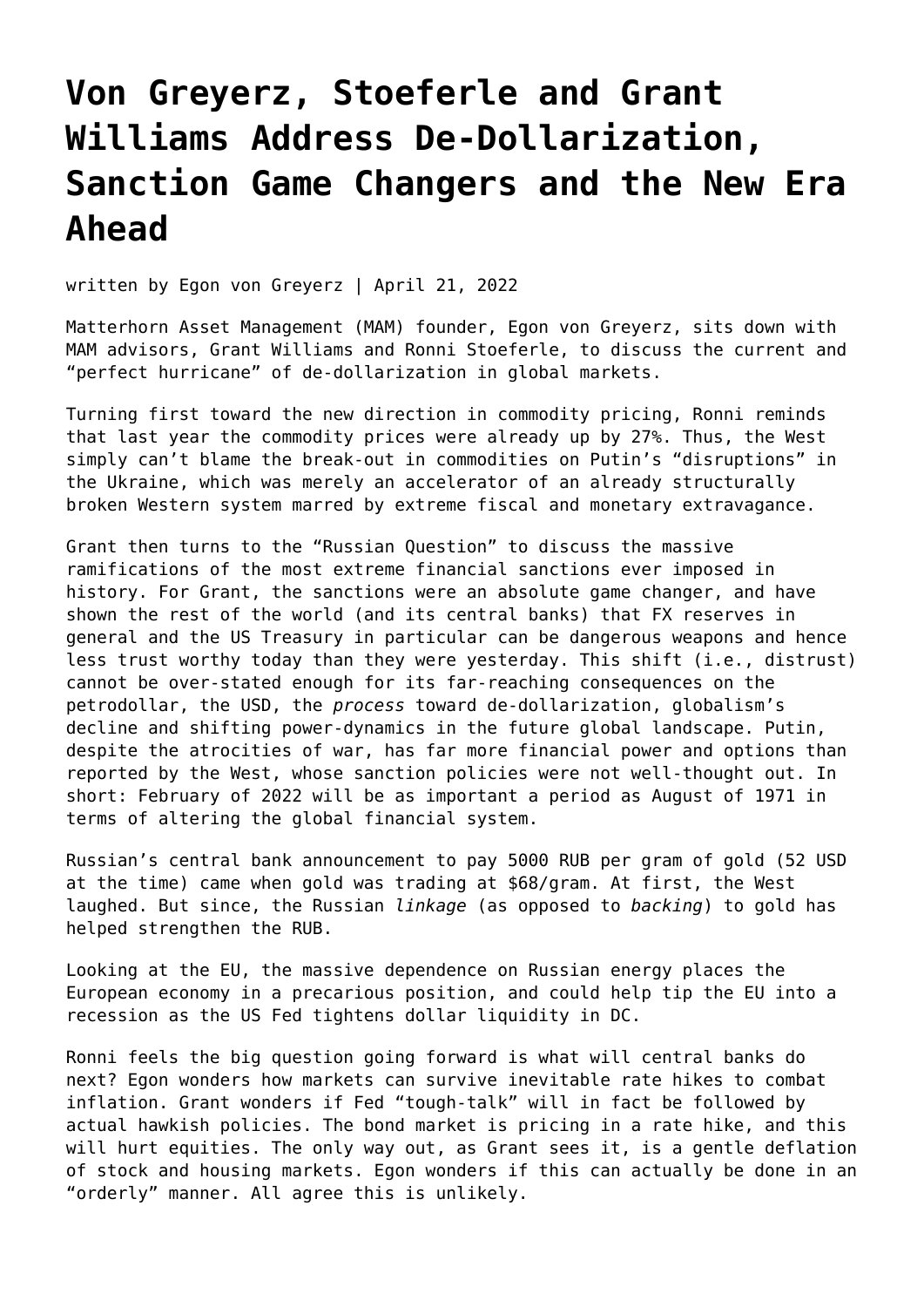# Von Greyerz, Stoeferle and Grant Williams Address De-Dollarization, Sanction Game Changers and the New Era Ahead

written by Egon von Greyerz | April 21, 2022

Matterhorn Asset Management (MAM) founder, Egon von Greyerz, sits down with MAM advisors, Grant Williams and Ronni Stoeferle, to discuss the current and "perfect hurricane" of de-dollarization in global markets.

Turning first toward the new direction in commodity pricing, Ronni reminds that last year the commodity prices were already up by 27%. Thus, the West simply can't blame the break-out in commodities on Putin's "disruptions" in the Ukraine, which was merely an accelerator of an already structurally broken Western system marred by extreme fiscal and monetary extravagance.

Grant then turns to the "Russian Question" to discuss the massive ramifications of the most extreme financial sanctions ever imposed in history. For Grant, the sanctions were an absolute game changer, and have shown the rest of the world (and its central banks) that FX reserves in general and the US Treasury in particular can be dangerous weapons and hence less trust worthy today than they were yesterday. This shift (i.e., distrust) cannot be over-stated enough for its far-reaching consequences on the petrodollar, the USD, the *process* toward de-dollarization, globalism's decline and shifting power-dynamics in the future global landscape. Putin, despite the atrocities of war, has far more financial power and options than reported by the West, whose sanction policies were not well-thought out. In short: February of 2022 will be as important a period as August of 1971 in terms of altering the global financial system.

Russian's central bank announcement to pay 5000 RUB per gram of gold (52 USD at the time) came when gold was trading at $68/gram. At first, the West laughed. But since, the Russian *linkage* (as opposed to *backing*) to gold has helped strengthen the RUB.

Looking at the EU, the massive dependence on Russian energy places the European economy in a precarious position, and could help tip the EU into a recession as the US Fed tightens dollar liquidity in DC.

Ronni feels the big question going forward is what will central banks do next? Egon wonders how markets can survive inevitable rate hikes to combat inflation. Grant wonders if Fed "tough-talk" will in fact be followed by actual hawkish policies. The bond market is pricing in a rate hike, and this will hurt equities. The only way out, as Grant sees it, is a gentle deflation of stock and housing markets. Egon wonders if this can actually be done in an "orderly" manner. All agree this is unlikely.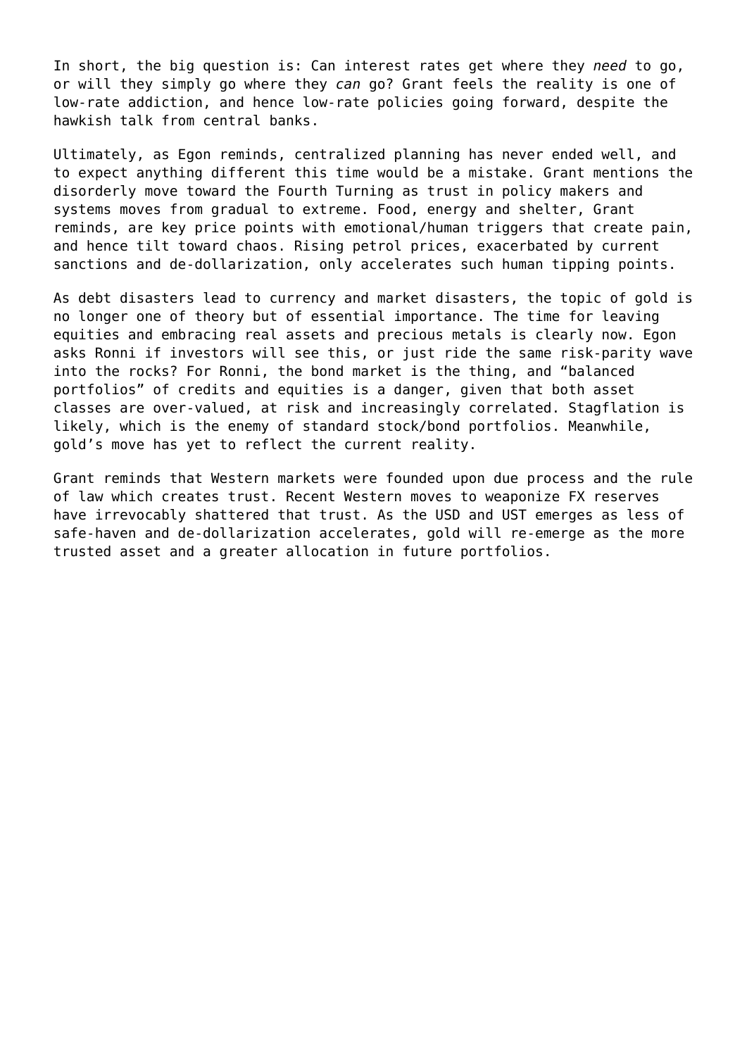In short, the big question is: Can interest rates get where they *need* to go, or will they simply go where they *can* go? Grant feels the reality is one of low-rate addiction, and hence low-rate policies going forward, despite the hawkish talk from central banks.

Ultimately, as Egon reminds, centralized planning has never ended well, and to expect anything different this time would be a mistake. Grant mentions the disorderly move toward the Fourth Turning as trust in policy makers and systems moves from gradual to extreme. Food, energy and shelter, Grant reminds, are key price points with emotional/human triggers that create pain, and hence tilt toward chaos. Rising petrol prices, exacerbated by current sanctions and de-dollarization, only accelerates such human tipping points.

As debt disasters lead to currency and market disasters, the topic of gold is no longer one of theory but of essential importance. The time for leaving equities and embracing real assets and precious metals is clearly now. Egon asks Ronni if investors will see this, or just ride the same risk-parity wave into the rocks? For Ronni, the bond market is the thing, and "balanced portfolios" of credits and equities is a danger, given that both asset classes are over-valued, at risk and increasingly correlated. Stagflation is likely, which is the enemy of standard stock/bond portfolios. Meanwhile, gold's move has yet to reflect the current reality.

Grant reminds that Western markets were founded upon due process and the rule of law which creates trust. Recent Western moves to weaponize FX reserves have irrevocably shattered that trust. As the USD and UST emerges as less of safe-haven and de-dollarization accelerates, gold will re-emerge as the more trusted asset and a greater allocation in future portfolios.